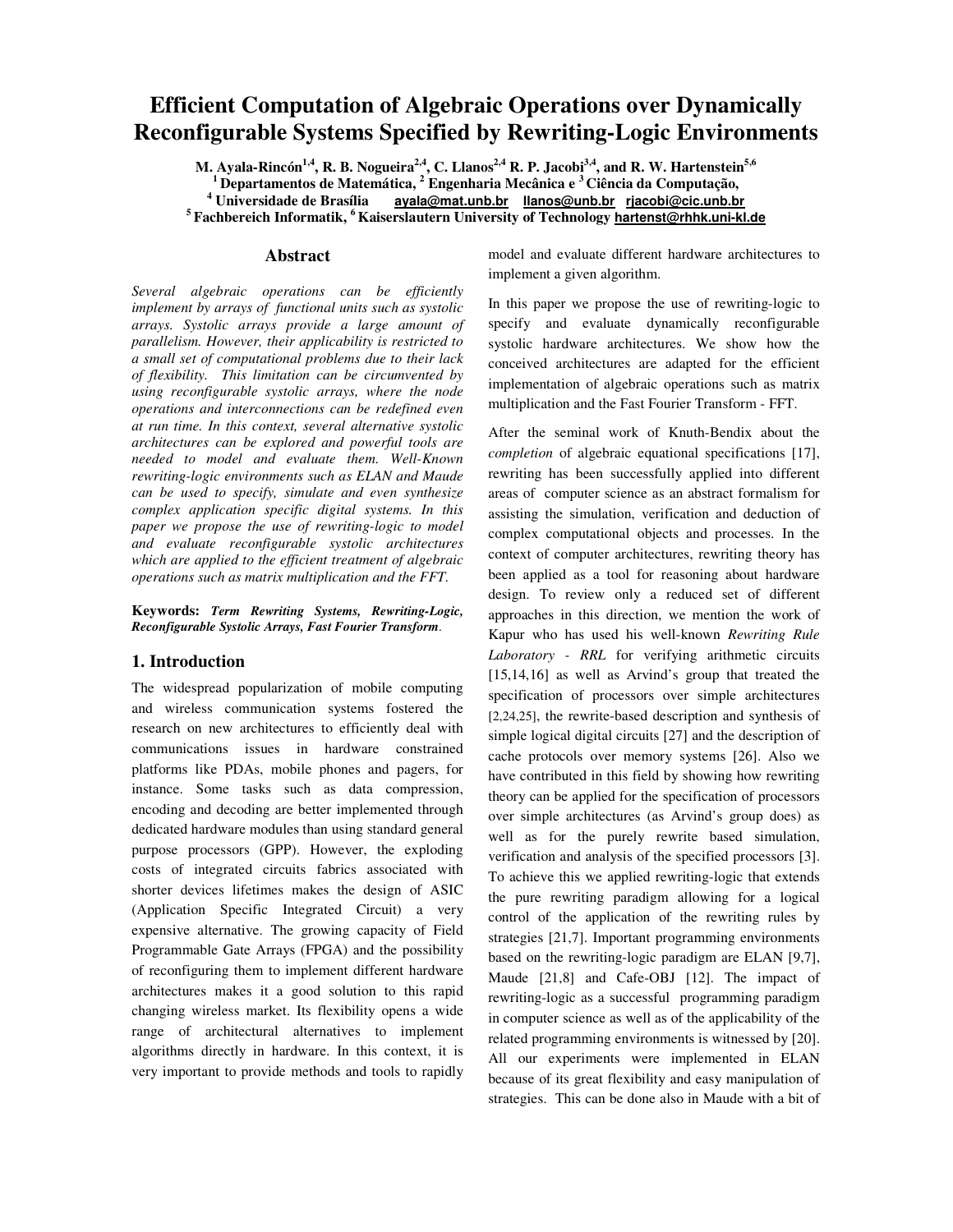# Efficient Computation of Algebraic Operations over Dynamically Reconfigurable Systems Specified by Rewriting-Logic Environments

**M. Ayala-Rincón[1,4], R. B. Nogueira[2,4], C. Llanos[2,4] R. P. Jacobi[3,4], and R. W. Hartenstein[5,6]**
**[1] Departamentos de Matemática, [2] Engenharia Mecânica e [3] Ciência da Computação,**
**[4] Universidade de Brasília ayala@mat.unb.br llanos@unb.br rjacobi@cic.unb.br**
**[5] Fachbereich Informatik, [6] Kaiserslautern University of Technology hartenst@rhhk.uni-kl.de**

## Abstract

*Several algebraic operations can be efficiently implement by arrays of functional units such as systolic arrays. Systolic arrays provide a large amount of parallelism. However, their applicability is restricted to a small set of computational problems due to their lack of flexibility. This limitation can be circumvented by using reconfigurable systolic arrays, where the node operations and interconnections can be redefined even at run time. In this context, several alternative systolic architectures can be explored and powerful tools are needed to model and evaluate them. Well-Known rewriting-logic environments such as ELAN and Maude can be used to specify, simulate and even synthesize complex application specific digital systems. In this paper we propose the use of rewriting-logic to model and evaluate reconfigurable systolic architectures which are applied to the efficient treatment of algebraic operations such as matrix multiplication and the FFT.*

**Keywords:** ***Term Rewriting Systems, Rewriting-Logic, Reconfigurable Systolic Arrays, Fast Fourier Transform*.**

## 1. Introduction

The widespread popularization of mobile computing and wireless communication systems fostered the research on new architectures to efficiently deal with communications issues in hardware constrained platforms like PDAs, mobile phones and pagers, for instance. Some tasks such as data compression, encoding and decoding are better implemented through dedicated hardware modules than using standard general purpose processors (GPP). However, the exploding costs of integrated circuits fabrics associated with shorter devices lifetimes makes the design of ASIC (Application Specific Integrated Circuit) a very expensive alternative. The growing capacity of Field Programmable Gate Arrays (FPGA) and the possibility of reconfiguring them to implement different hardware architectures makes it a good solution to this rapid changing wireless market. Its flexibility opens a wide range of architectural alternatives to implement algorithms directly in hardware. In this context, it is very important to provide methods and tools to rapidly model and evaluate different hardware architectures to implement a given algorithm.

In this paper we propose the use of rewriting-logic to specify and evaluate dynamically reconfigurable systolic hardware architectures. We show how the conceived architectures are adapted for the efficient implementation of algebraic operations such as matrix multiplication and the Fast Fourier Transform - FFT.

After the seminal work of Knuth-Bendix about the *completion* of algebraic equational specifications [17], rewriting has been successfully applied into different areas of computer science as an abstract formalism for assisting the simulation, verification and deduction of complex computational objects and processes. In the context of computer architectures, rewriting theory has been applied as a tool for reasoning about hardware design. To review only a reduced set of different approaches in this direction, we mention the work of Kapur who has used his well-known *Rewriting Rule Laboratory - RRL* for verifying arithmetic circuits [15,14,16] as well as Arvind's group that treated the specification of processors over simple architectures [2,24,25], the rewrite-based description and synthesis of simple logical digital circuits [27] and the description of cache protocols over memory systems [26]. Also we have contributed in this field by showing how rewriting theory can be applied for the specification of processors over simple architectures (as Arvind's group does) as well as for the purely rewrite based simulation, verification and analysis of the specified processors [3]. To achieve this we applied rewriting-logic that extends the pure rewriting paradigm allowing for a logical control of the application of the rewriting rules by strategies [21,7]. Important programming environments based on the rewriting-logic paradigm are ELAN [9,7], Maude [21,8] and Cafe-OBJ [12]. The impact of rewriting-logic as a successful programming paradigm in computer science as well as of the applicability of the related programming environments is witnessed by [20]. All our experiments were implemented in ELAN because of its great flexibility and easy manipulation of strategies. This can be done also in Maude with a bit of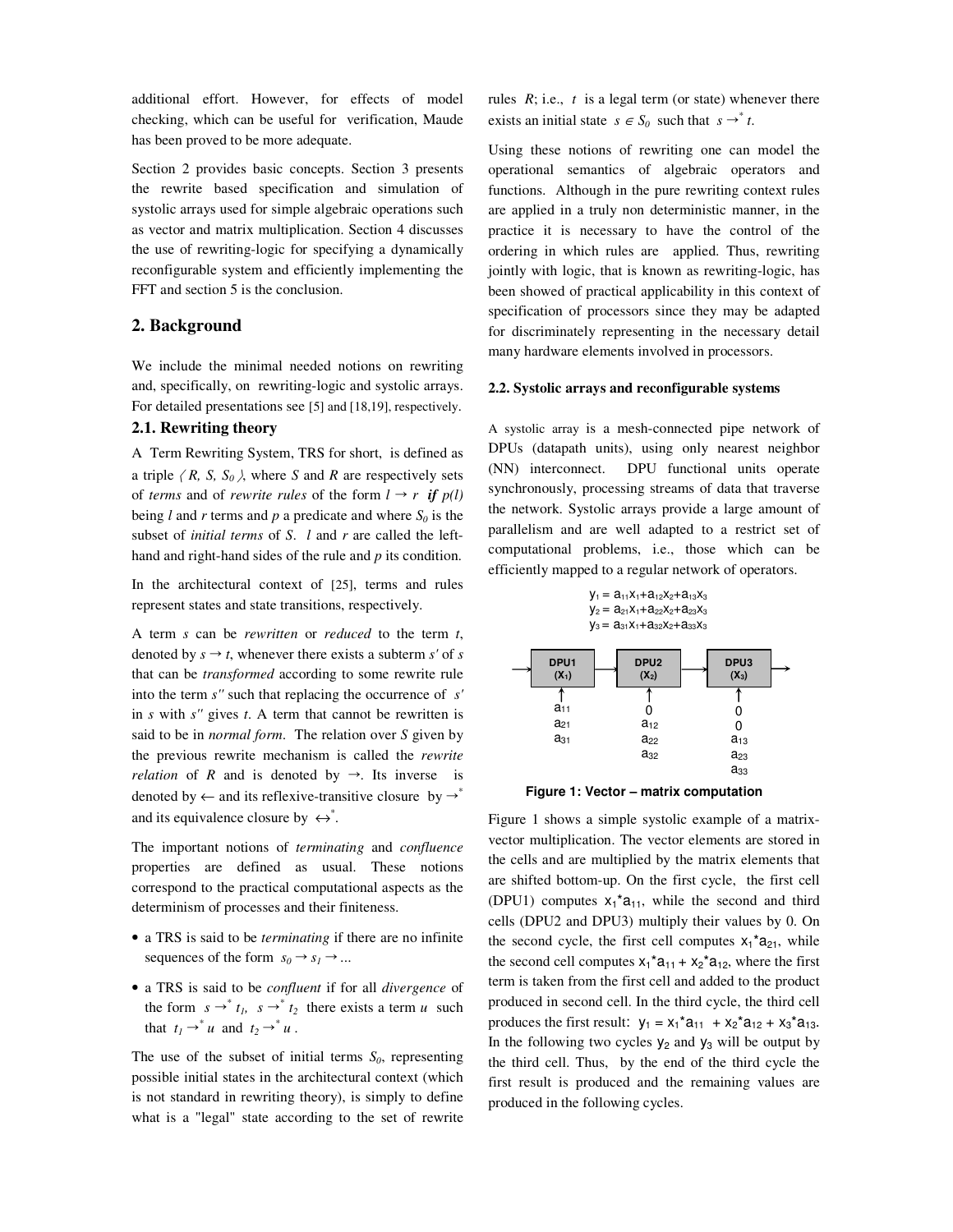additional effort. However, for effects of model checking, which can be useful for verification, Maude has been proved to be more adequate.

Section 2 provides basic concepts. Section 3 presents the rewrite based specification and simulation of systolic arrays used for simple algebraic operations such as vector and matrix multiplication. Section 4 discusses the use of rewriting-logic for specifying a dynamically reconfigurable system and efficiently implementing the FFT and section 5 is the conclusion.

## 2. Background

We include the minimal needed notions on rewriting and, specifically, on rewriting-logic and systolic arrays. For detailed presentations see [5] and [18,19], respectively.

### 2.1. Rewriting theory

A Term Rewriting System, TRS for short, is defined as a triple $\langle R, S, S_0 \rangle$, where $S$ and $R$ are respectively sets of *terms* and of *rewrite rules* of the form $l \rightarrow r$ ***if*** $p(l)$ being $l$ and $r$ terms and $p$ a predicate and where $S_0$ is the subset of *initial terms* of $S$. $l$ and $r$ are called the left-hand and right-hand sides of the rule and $p$ its condition.

In the architectural context of [25], terms and rules represent states and state transitions, respectively.

A term $s$ can be *rewritten* or *reduced* to the term $t$, denoted by $s \rightarrow t$, whenever there exists a subterm $s'$ of $s$ that can be *transformed* according to some rewrite rule into the term $s''$ such that replacing the occurrence of $s'$ in $s$ with $s''$ gives $t$. A term that cannot be rewritten is said to be in *normal form*. The relation over $S$ given by the previous rewrite mechanism is called the *rewrite relation* of $R$ and is denoted by $\rightarrow$. Its inverse is denoted by $\leftarrow$ and its reflexive-transitive closure by $\rightarrow^*$ and its equivalence closure by $\leftrightarrow^*$.

The important notions of *terminating* and *confluence* properties are defined as usual. These notions correspond to the practical computational aspects as the determinism of processes and their finiteness.

- a TRS is said to be *terminating* if there are no infinite sequences of the form $s_0 \rightarrow s_1 \rightarrow \ldots$
- a TRS is said to be *confluent* if for all *divergence* of the form $s \rightarrow^* t_1$, $s \rightarrow^* t_2$ there exists a term $u$ such that $t_1 \rightarrow^* u$ and $t_2 \rightarrow^* u$.

The use of the subset of initial terms $S_0$, representing possible initial states in the architectural context (which is not standard in rewriting theory), is simply to define what is a "legal" state according to the set of rewrite rules $R$; i.e., $t$ is a legal term (or state) whenever there exists an initial state $s \in S_0$ such that $s \rightarrow^* t$.

Using these notions of rewriting one can model the operational semantics of algebraic operators and functions. Although in the pure rewriting context rules are applied in a truly non deterministic manner, in the practice it is necessary to have the control of the ordering in which rules are applied. Thus, rewriting jointly with logic, that is known as rewriting-logic, has been showed of practical applicability in this context of specification of processors since they may be adapted for discriminately representing in the necessary detail many hardware elements involved in processors.

#### 2.2. Systolic arrays and reconfigurable systems

A systolic array is a mesh-connected pipe network of DPUs (datapath units), using only nearest neighbor (NN) interconnect. DPU functional units operate synchronously, processing streams of data that traverse the network. Systolic arrays provide a large amount of parallelism and are well adapted to a restrict set of computational problems, i.e., those which can be efficiently mapped to a regular network of operators.

$y_1 = a_{11}x_1+a_{12}x_2+a_{13}x_3$
$y_2 = a_{21}x_1+a_{22}x_2+a_{23}x_3$
$y_3 = a_{31}x_1+a_{32}x_2+a_{33}x_3$

DPU1 ($X_1$) → DPU2 ($X_2$) → DPU3 ($X_3$)

Inputs: DPU1: $a_{11}$, $a_{21}$, $a_{31}$; DPU2: 0, $a_{12}$, $a_{22}$, $a_{32}$; DPU3: 0, 0, $a_{13}$, $a_{23}$, $a_{33}$

**Figure 1: Vector – matrix computation**

Figure 1 shows a simple systolic example of a matrix-vector multiplication. The vector elements are stored in the cells and are multiplied by the matrix elements that are shifted bottom-up. On the first cycle, the first cell (DPU1) computes $x_1$*$a_{11}$, while the second and third cells (DPU2 and DPU3) multiply their values by 0. On the second cycle, the first cell computes $x_1$*$a_{21}$, while the second cell computes $x_1$*$a_{11}$ + $x_2$*$a_{12}$, where the first term is taken from the first cell and added to the product produced in second cell. In the third cycle, the third cell produces the first result: $y_1$ = $x_1$*$a_{11}$ + $x_2$*$a_{12}$ + $x_3$*$a_{13}$. In the following two cycles $y_2$ and $y_3$ will be output by the third cell. Thus, by the end of the third cycle the first result is produced and the remaining values are produced in the following cycles.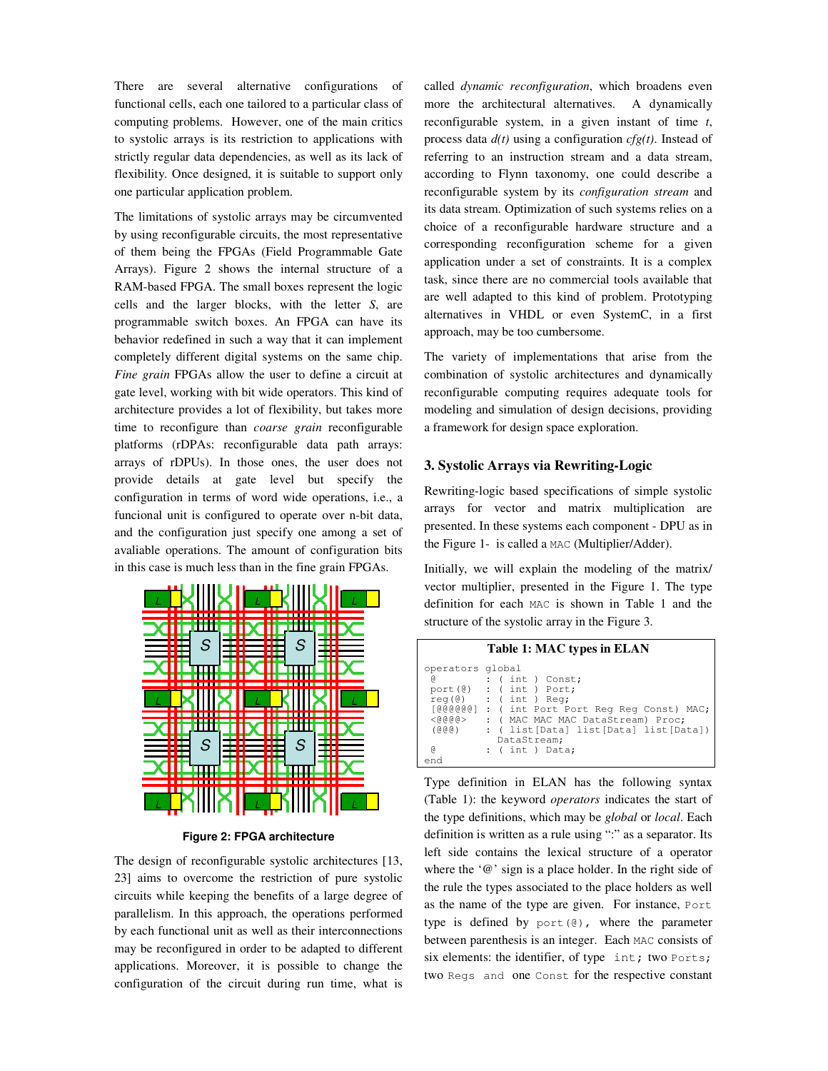There are several alternative configurations of functional cells, each one tailored to a particular class of computing problems. However, one of the main critics to systolic arrays is its restriction to applications with strictly regular data dependencies, as well as its lack of flexibility. Once designed, it is suitable to support only one particular application problem.

The limitations of systolic arrays may be circumvented by using reconfigurable circuits, the most representative of them being the FPGAs (Field Programmable Gate Arrays). Figure 2 shows the internal structure of a RAM-based FPGA. The small boxes represent the logic cells and the larger blocks, with the letter *S*, are programmable switch boxes. An FPGA can have its behavior redefined in such a way that it can implement completely different digital systems on the same chip. *Fine grain* FPGAs allow the user to define a circuit at gate level, working with bit wide operators. This kind of architecture provides a lot of flexibility, but takes more time to reconfigure than *coarse grain* reconfigurable platforms (rDPAs: reconfigurable data path arrays: arrays of rDPUs). In those ones, the user does not provide details at gate level but specify the configuration in terms of word wide operations, i.e., a funcional unit is configured to operate over n-bit data, and the configuration just specify one among a set of avaliable operations. The amount of configuration bits in this case is much less than in the fine grain FPGAs.

**Figure 2: FPGA architecture**

The design of reconfigurable systolic architectures [13, 23] aims to overcome the restriction of pure systolic circuits while keeping the benefits of a large degree of parallelism. In this approach, the operations performed by each functional unit as well as their interconnections may be reconfigured in order to be adapted to different applications. Moreover, it is possible to change the configuration of the circuit during run time, what is called *dynamic reconfiguration*, which broadens even more the architectural alternatives. A dynamically reconfigurable system, in a given instant of time *t*, process data *d(t)* using a configuration *cfg(t)*. Instead of referring to an instruction stream and a data stream, according to Flynn taxonomy, one could describe a reconfigurable system by its *configuration stream* and its data stream. Optimization of such systems relies on a choice of a reconfigurable hardware structure and a corresponding reconfiguration scheme for a given application under a set of constraints. It is a complex task, since there are no commercial tools available that are well adapted to this kind of problem. Prototyping alternatives in VHDL or even SystemC, in a first approach, may be too cumbersome.

The variety of implementations that arise from the combination of systolic architectures and dynamically reconfigurable computing requires adequate tools for modeling and simulation of design decisions, providing a framework for design space exploration.

## 3. Systolic Arrays via Rewriting-Logic

Rewriting-logic based specifications of simple systolic arrays for vector and matrix multiplication are presented. In these systems each component - DPU as in the Figure 1- is called a `MAC` (Multiplier/Adder).

Initially, we will explain the modeling of the matrix/ vector multiplier, presented in the Figure 1. The type definition for each `MAC` is shown in Table 1 and the structure of the systolic array in the Figure 3.

**Table 1: MAC types in ELAN**

```
operators global
 @          : ( int ) Const;
 port(@)    : ( int ) Port;
 reg(@)     : ( int ) Reg;
 [@@@@@@]   : ( int Port Port Reg Reg Const) MAC;
 <@@@@>     : ( MAC MAC MAC DataStream) Proc;
 (@@@)      : ( list[Data] list[Data] list[Data])
              DataStream;
 @          : ( int ) Data;
end
```

Type definition in ELAN has the following syntax (Table 1): the keyword *operators* indicates the start of the type definitions, which may be *global* or *local*. Each definition is written as a rule using ":" as a separator. Its left side contains the lexical structure of a operator where the '@' sign is a place holder. In the right side of the rule the types associated to the place holders as well as the name of the type are given. For instance, `Port` type is defined by `port(@)`, where the parameter between parenthesis is an integer. Each `MAC` consists of six elements: the identifier, of type `int`; two `Ports`; two `Regs` and one `Const` for the respective constant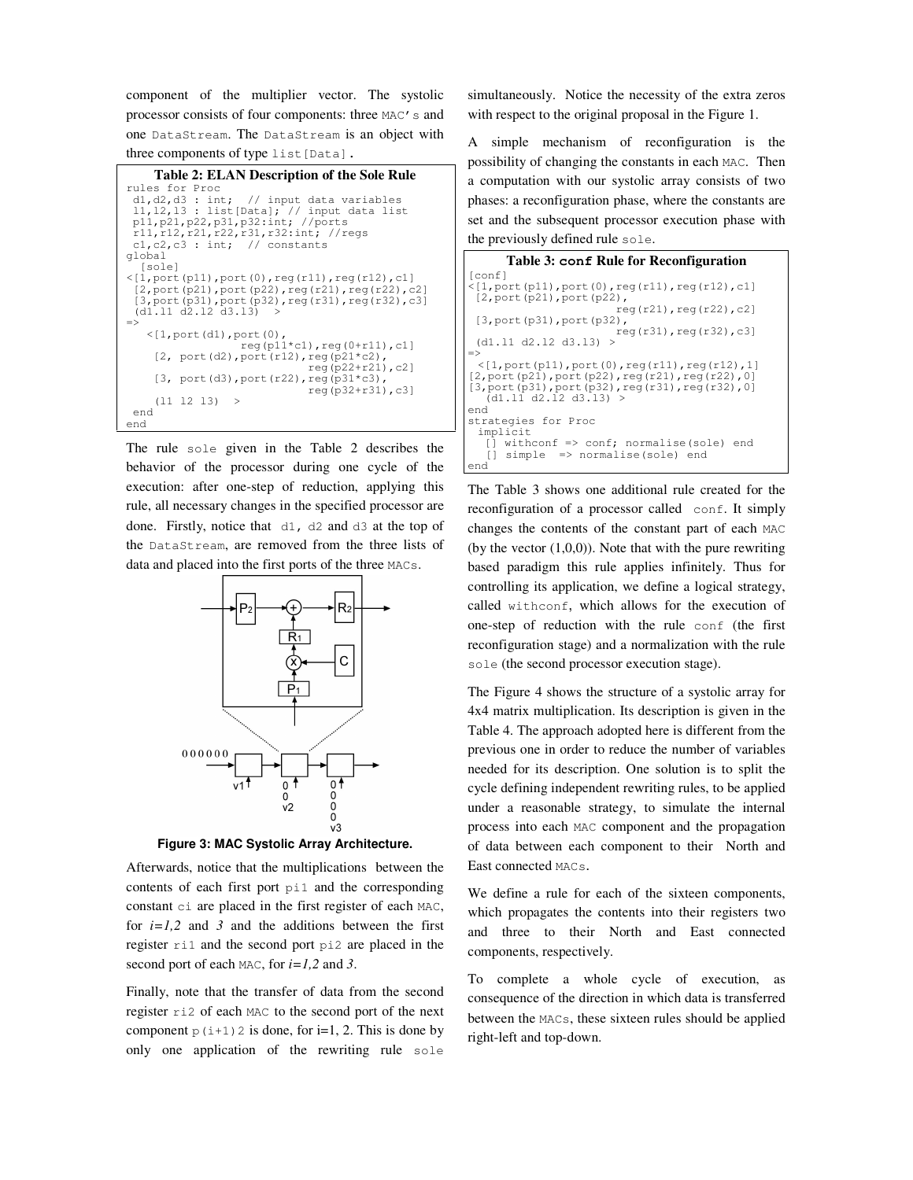component of the multiplier vector. The systolic processor consists of four components: three `MAC's` and one `DataStream`. The `DataStream` is an object with three components of type `list[Data]`.

**Table 2: ELAN Description of the Sole Rule**

```
rules for Proc
 d1,d2,d3 : int;  // input data variables
 l1,l2,l3 : list[Data]; // input data list
 p11,p21,p22,p31,p32:int; //ports
 r11,r12,r21,r22,r31,r32:int; //regs
 c1,c2,c3 : int;  // constants
global
  [sole]
<[1,port(p11),port(0),reg(r11),reg(r12),c1]
 [2,port(p21),port(p22),reg(r21),reg(r22),c2]
 [3,port(p31),port(p32),reg(r31),reg(r32),c3]
 (d1.l1 d2.l2 d3.l3)  >
=>
   <[1,port(d1),port(0),
                 reg(p11*c1),reg(0+r11),c1]
    [2, port(d2),port(r12),reg(p21*c2),
                             reg(p22+r21),c2]
    [3, port(d3),port(r22),reg(p31*c3),
                             reg(p32+r31),c3]
    (l1 l2 l3)  >
 end
end
```

The rule `sole` given in the Table 2 describes the behavior of the processor during one cycle of the execution: after one-step of reduction, applying this rule, all necessary changes in the specified processor are done. Firstly, notice that `d1, d2` and `d3` at the top of the `DataStream`, are removed from the three lists of data and placed into the first ports of the three `MACs`.

Figure 3: MAC Systolic Array Architecture.

Afterwards, notice that the multiplications between the contents of each first port `pi1` and the corresponding constant `ci` are placed in the first register of each `MAC`, for $i=1,2$ and $3$ and the additions between the first register `ri1` and the second port `pi2` are placed in the second port of each `MAC`, for $i=1,2$ and $3$.

Finally, note that the transfer of data from the second register `ri2` of each `MAC` to the second port of the next component `p(i+1)2` is done, for i=1, 2. This is done by only one application of the rewriting rule `sole` simultaneously. Notice the necessity of the extra zeros with respect to the original proposal in the Figure 1.

A simple mechanism of reconfiguration is the possibility of changing the constants in each `MAC`. Then a computation with our systolic array consists of two phases: a reconfiguration phase, where the constants are set and the subsequent processor execution phase with the previously defined rule `sole`.

**Table 3: `conf` Rule for Reconfiguration**

```
[conf]
<[1,port(p11),port(0),reg(r11),reg(r12),c1]
 [2,port(p21),port(p22),
                    reg(r21),reg(r22),c2]
 [3,port(p31),port(p32),
                    reg(r31),reg(r32),c3]
 (d1.l1 d2.l2 d3.l3) >
=>
 <[1,port(p11),port(0),reg(r11),reg(r12),1]
[2,port(p21),port(p22),reg(r21),reg(r22),0]
[3,port(p31),port(p32),reg(r31),reg(r32),0]
  (d1.l1 d2.l2 d3.l3) >
end
strategies for Proc
 implicit
  [] withconf => conf; normalise(sole) end
  [] simple  => normalise(sole) end
end
```

The Table 3 shows one additional rule created for the reconfiguration of a processor called `conf`. It simply changes the contents of the constant part of each `MAC` (by the vector (1,0,0)). Note that with the pure rewriting based paradigm this rule applies infinitely. Thus for controlling its application, we define a logical strategy, called `withconf`, which allows for the execution of one-step of reduction with the rule `conf` (the first reconfiguration stage) and a normalization with the rule `sole` (the second processor execution stage).

The Figure 4 shows the structure of a systolic array for 4x4 matrix multiplication. Its description is given in the Table 4. The approach adopted here is different from the previous one in order to reduce the number of variables needed for its description. One solution is to split the cycle defining independent rewriting rules, to be applied under a reasonable strategy, to simulate the internal process into each `MAC` component and the propagation of data between each component to their North and East connected `MACs`.

We define a rule for each of the sixteen components, which propagates the contents into their registers two and three to their North and East connected components, respectively.

To complete a whole cycle of execution, as consequence of the direction in which data is transferred between the `MACs`, these sixteen rules should be applied right-left and top-down.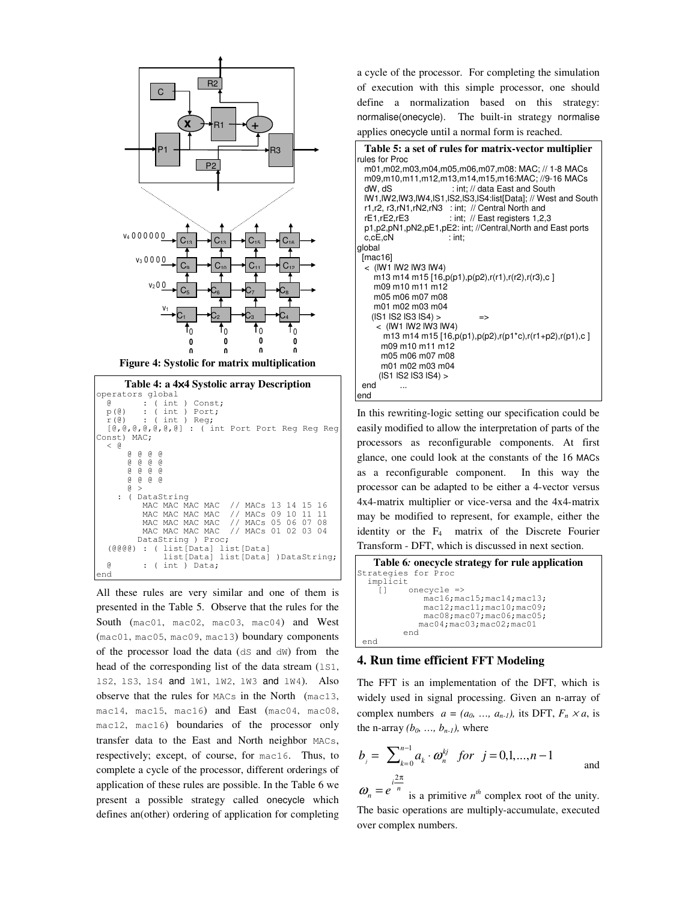**Figure 4: Systolic for matrix multiplication**

**Table 4: a 4×4 Systolic array Description**

```
operators global
  @       : ( int ) Const;
  p(@)    : ( int ) Port;
  r(@)    : ( int ) Reg;
  [@,@,@,@,@,@,@] : ( int Port Port Reg Reg Reg
Const) MAC;
  < @
      @ @ @ @
      @ @ @ @
      @ @ @ @
      @ @ @ @
      @ >
    : ( DataString
         MAC MAC MAC MAC  // MACs 13 14 15 16
         MAC MAC MAC MAC  // MACs 09 10 11 11
         MAC MAC MAC MAC  // MACs 05 06 07 08
         MAC MAC MAC MAC  // MACs 01 02 03 04
        DataString ) Proc;
  (@@@@) : ( list[Data] list[Data]
             list[Data] list[Data] )DataString;
  @       : ( int ) Data;
end
```

All these rules are very similar and one of them is presented in the Table 5. Observe that the rules for the South (mac01, mac02, mac03, mac04) and West (mac01, mac05, mac09, mac13) boundary components of the processor load the data (dS and dW) from the head of the corresponding list of the data stream (lS1, lS2, lS3, lS4 and lW1, lW2, lW3 and lW4). Also observe that the rules for MACs in the North (mac13, mac14, mac15, mac16) and East (mac04, mac08, mac12, mac16) boundaries of the processor only transfer data to the East and North neighbor MACs, respectively; except, of course, for mac16. Thus, to complete a cycle of the processor, different orderings of application of these rules are possible. In the Table 6 we present a possible strategy called onecycle which defines an(other) ordering of application for completing a cycle of the processor. For completing the simulation of execution with this simple processor, one should define a normalization based on this strategy: normalise(onecycle). The built-in strategy normalise applies onecycle until a normal form is reached.

**Table 5: a set of rules for matrix-vector multiplier**

```
rules for Proc
  m01,m02,m03,m04,m05,m06,m07,m08: MAC; // 1-8 MACs
  m09,m10,m11,m12,m13,m14,m15,m16:MAC; //9-16 MACs
  dW, dS                  : int; // data East and South
  lW1,lW2,lW3,lW4,lS1,lS2,lS3,lS4:list[Data]; // West and South
  r1,r2, r3,rN1,rN2,rN3   : int; // Central North and
  rE1,rE2,rE3             : int; // East registers 1,2,3
  p1,p2,pN1,pN2,pE1,pE2: int; //Central,North and East ports
  c,cE,cN                 : int;
global
  [mac16]
   < (lW1 lW2 lW3 lW4)
      m13 m14 m15 [16,p(p1),p(p2),r(r1),r(r2),r(r3),c ]
      m09 m10 m11 m12
      m05 m06 m07 m08
      m01 m02 m03 m04
     (lS1 lS2 lS3 lS4) >              =>
      < (lW1 lW2 lW3 lW4)
        m13 m14 m15 [16,p(p1),p(p2),r(p1*c),r(r1+p2),r(p1),c ]
        m09 m10 m11 m12
        m05 m06 m07 m08
        m01 m02 m03 m04
       (lS1 lS2 lS3 lS4) >
 end        ...
end
```

In this rewriting-logic setting our specification could be easily modified to allow the interpretation of parts of the processors as reconfigurable components. At first glance, one could look at the constants of the 16 MACs as a reconfigurable component. In this way the processor can be adapted to be either a 4-vector versus 4x4-matrix multiplier or vice-versa and the 4x4-matrix may be modified to represent, for example, either the identity or the $F_4$ matrix of the Discrete Fourier Transform - DFT, which is discussed in next section.

**Table 6: onecycle strategy for rule application**

```
Strategies for Proc
  implicit
    []     onecycle =>
             mac16;mac15;mac14;mac13;
             mac12;mac11;mac10;mac09;
             mac08;mac07;mac06;mac05;
            mac04;mac03;mac02;mac01
         end
end
```

## 4. Run time efficient FFT Modeling

The FFT is an implementation of the DFT, which is widely used in signal processing. Given an n-array of complex numbers $a = (a_0, \ldots, a_{n-1})$, its DFT, $F_n \times a$, is the n-array $(b_0, \ldots, b_{n-1})$, where

$$b_j = \sum_{k=0}^{n-1} a_k \cdot \omega_n^{kj} \quad for \quad j = 0,1,\ldots,n-1$$

and $\omega_n = e^{i\frac{2\pi}{n}}$ is a primitive $n^{th}$ complex root of the unity. The basic operations are multiply-accumulate, executed over complex numbers.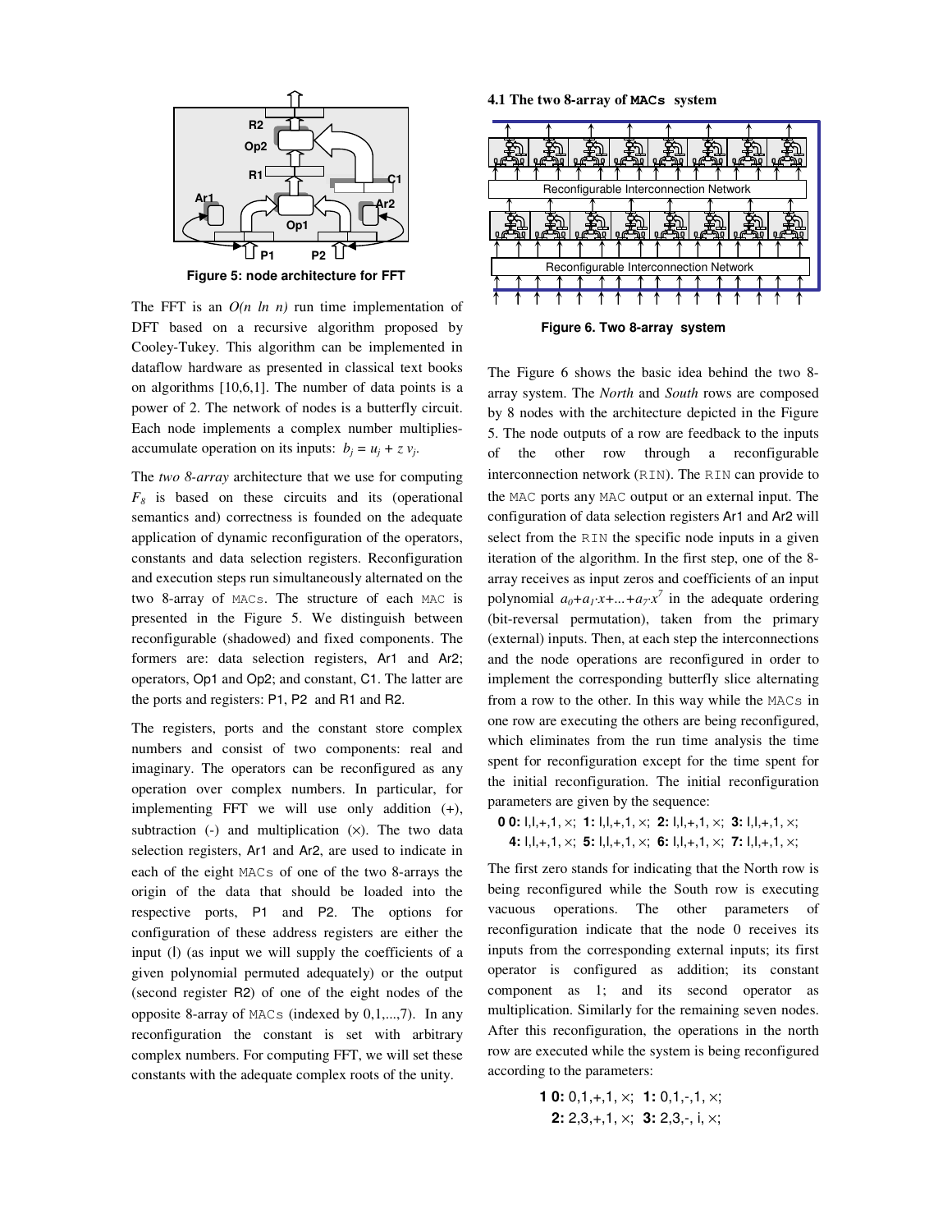Figure 5: node architecture for FFT

The FFT is an $O(n\ ln\ n)$ run time implementation of DFT based on a recursive algorithm proposed by Cooley-Tukey. This algorithm can be implemented in dataflow hardware as presented in classical text books on algorithms [10,6,1]. The number of data points is a power of 2. The network of nodes is a butterfly circuit. Each node implements a complex number multiplies-accumulate operation on its inputs: $b_j = u_j + z\ v_j$.

The *two 8-array* architecture that we use for computing $F_8$ is based on these circuits and its (operational semantics and) correctness is founded on the adequate application of dynamic reconfiguration of the operators, constants and data selection registers. Reconfiguration and execution steps run simultaneously alternated on the two 8-array of `MACs`. The structure of each `MAC` is presented in the Figure 5. We distinguish between reconfigurable (shadowed) and fixed components. The formers are: data selection registers, Ar1 and Ar2; operators, Op1 and Op2; and constant, C1. The latter are the ports and registers: P1, P2 and R1 and R2.

The registers, ports and the constant store complex numbers and consist of two components: real and imaginary. The operators can be reconfigured as any operation over complex numbers. In particular, for implementing FFT we will use only addition (+), subtraction (-) and multiplication (×). The two data selection registers, Ar1 and Ar2, are used to indicate in each of the eight `MACs` of one of the two 8-arrays the origin of the data that should be loaded into the respective ports, P1 and P2. The options for configuration of these address registers are either the input (I) (as input we will supply the coefficients of a given polynomial permuted adequately) or the output (second register R2) of one of the eight nodes of the opposite 8-array of `MACs` (indexed by 0,1,...,7). In any reconfiguration the constant is set with arbitrary complex numbers. For computing FFT, we will set these constants with the adequate complex roots of the unity.

### 4.1 The two 8-array of `MACs` system

Figure 6. Two 8-array system

The Figure 6 shows the basic idea behind the two 8-array system. The *North* and *South* rows are composed by 8 nodes with the architecture depicted in the Figure 5. The node outputs of a row are feedback to the inputs of the other row through a reconfigurable interconnection network (`RIN`). The `RIN` can provide to the `MAC` ports any `MAC` output or an external input. The configuration of data selection registers Ar1 and Ar2 will select from the `RIN` the specific node inputs in a given iteration of the algorithm. In the first step, one of the 8-array receives as input zeros and coefficients of an input polynomial $a_0+a_1{\cdot}x+...+a_7{\cdot}x^7$ in the adequate ordering (bit-reversal permutation), taken from the primary (external) inputs. Then, at each step the interconnections and the node operations are reconfigured in order to implement the corresponding butterfly slice alternating from a row to the other. In this way while the `MACs` in one row are executing the others are being reconfigured, which eliminates from the run time analysis the time spent for reconfiguration except for the time spent for the initial reconfiguration. The initial reconfiguration parameters are given by the sequence:

**0 0:** I,I,+,1, ×; **1:** I,I,+,1, ×; **2:** I,I,+,1, ×; **3:** I,I,+,1, ×; **4:** I,I,+,1, ×; **5:** I,I,+,1, ×; **6:** I,I,+,1, ×; **7:** I,I,+,1, ×;

The first zero stands for indicating that the North row is being reconfigured while the South row is executing vacuous operations. The other parameters of reconfiguration indicate that the node 0 receives its inputs from the corresponding external inputs; its first operator is configured as addition; its constant component as 1; and its second operator as multiplication. Similarly for the remaining seven nodes. After this reconfiguration, the operations in the north row are executed while the system is being reconfigured according to the parameters:

**1 0:** 0,1,+,1, ×; **1:** 0,1,-,1, ×;
**2:** 2,3,+,1, ×; **3:** 2,3,-, i, ×;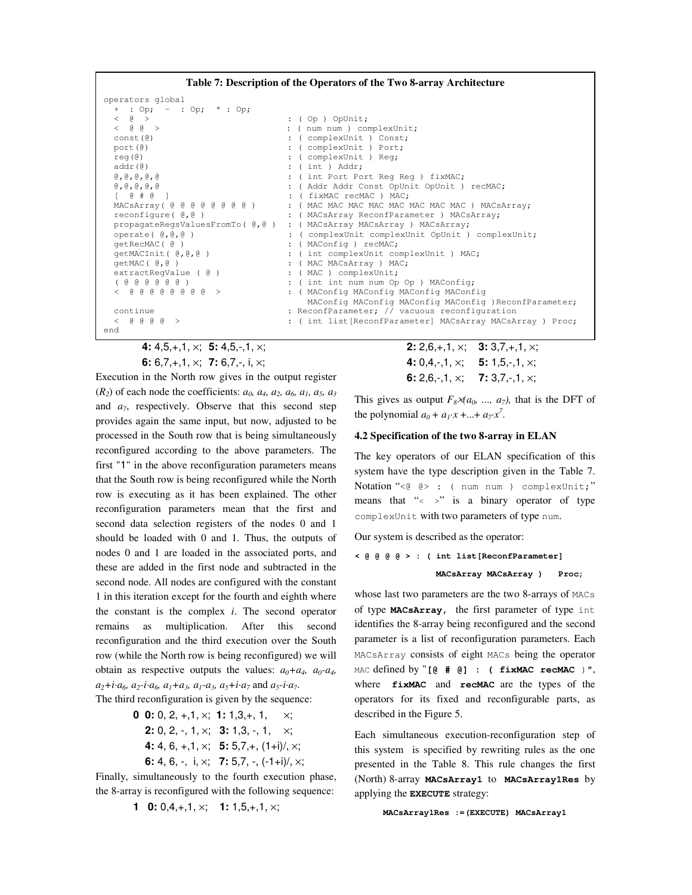**Table 7: Description of the Operators of the Two 8-array Architecture**

```
operators global
  +  : Op;  -  : Op;  * : Op;
  <  @  >                         : ( Op ) OpUnit;
  <  @ @  >                       : ( num num ) complexUnit;
  const(@)                        : ( complexUnit ) Const;
  port(@)                         : ( complexUnit ) Port;
  reg(@)                          : ( complexUnit ) Reg;
  addr(@)                         : ( int ) Addr;
  @,@,@,@,@                       : ( int Port Port Reg Reg ) fixMAC;
  @,@,@,@,@                       : ( Addr Addr Const OpUnit OpUnit ) recMAC;
  [  @ # @  ]                     : ( fixMAC recMAC ) MAC;
  MACsArray( @ @ @ @ @ @ @ @ )    : ( MAC MAC MAC MAC MAC MAC MAC MAC ) MACsArray;
  reconfigure( @,@ )              : ( MACsArray ReconfParameter ) MACsArray;
  propagateRegsValuesFromTo( @,@ ) : ( MACsArray MACsArray ) MACsArray;
  operate( @,@,@ )                : ( complexUnit complexUnit OpUnit ) complexUnit;
  getRecMAC( @ )                  : ( MAConfig ) recMAC;
  getMACInit( @,@,@ )             : ( int complexUnit complexUnit ) MAC;
  getMAC( @,@ )                   : ( MAC MACsArray ) MAC;
  extractRegValue ( @ )           : ( MAC ) complexUnit;
  ( @ @ @ @ @ @ )                 : ( int int num num Op Op ) MAConfig;
  <  @ @ @ @ @ @ @ @  >           : ( MAConfig MAConfig MAConfig MAConfig
                                      MAConfig MAConfig MAConfig MAConfig )ReconfParameter;
  continue                        : ReconfParameter; // vacuous reconfiguration
  <  @ @ @ @  >                   : ( int list[ReconfParameter] MACsArray MACsArray ) Proc;
end
```

**4:** 4,5,+,1, ×; **5:** 4,5,-,1, ×;
**6:** 6,7,+,1, ×; **7:** 6,7,-, i, ×;

Execution in the North row gives in the output register ($R_2$) of each node the coefficients: $a_0$, $a_4$, $a_2$, $a_6$, $a_1$, $a_5$, $a_3$ and $a_7$, respectively. Observe that this second step provides again the same input, but now, adjusted to be processed in the South row that is being simultaneously reconfigured according to the above parameters. The first "1" in the above reconfiguration parameters means that the South row is being reconfigured while the North row is executing as it has been explained. The other reconfiguration parameters mean that the first and second data selection registers of the nodes 0 and 1 should be loaded with 0 and 1. Thus, the outputs of nodes 0 and 1 are loaded in the associated ports, and these are added in the first node and subtracted in the second node. All nodes are configured with the constant 1 in this iteration except for the fourth and eighth where the constant is the complex *i*. The second operator remains as multiplication. After this second reconfiguration and the third execution over the South row (while the North row is being reconfigured) we will obtain as respective outputs the values: $a_0+a_4$, $a_0-a_4$, $a_2+i\cdot a_6$, $a_2-i\cdot a_6$, $a_1+a_3$, $a_1-a_3$, $a_5+i\cdot a_7$ and $a_5-i\cdot a_7$.

The third reconfiguration is given by the sequence:

**0 0:** 0, 2, +,1, ×; **1:** 1,3,+, 1, ×;
**2:** 0, 2, -, 1, ×; **3:** 1,3, -, 1, ×;
**4:** 4, 6, +,1, ×; **5:** 5,7,+, (1+i)/, ×;
**6:** 4, 6, -, i, ×; **7:** 5,7, -, (-1+i)/, ×;

Finally, simultaneously to the fourth execution phase, the 8-array is reconfigured with the following sequence:

**1 0:** 0,4,+,1, ×; **1:** 1,5,+,1, ×;
**2:** 2,6,+,1, ×; **3:** 3,7,+,1, ×;
**4:** 0,4,-,1, ×; **5:** 1,5,-,1, ×;
**6:** 2,6,-,1, ×; **7:** 3,7,-,1, ×;

This gives as output $F_8 \times (a_0, ..., a_7)$, that is the DFT of the polynomial $a_0 + a_1 \cdot x + ... + a_7 \cdot x^7$.

### 4.2 Specification of the two 8-array in ELAN

The key operators of our ELAN specification of this system have the type description given in the Table 7. Notation "`<@ @> : ( num num ) complexUnit;`" means that "`< >`" is a binary operator of type `complexUnit` with two parameters of type `num`.

Our system is described as the operator:

```
< @ @ @ @ > : ( int list[ReconfParameter]
              MACsArray MACsArray )   Proc;
```

whose last two parameters are the two 8-arrays of `MACs` of type **`MACsArray`**, the first parameter of type `int` identifies the 8-array being reconfigured and the second parameter is a list of reconfiguration parameters. Each `MACsArray` consists of eight `MACs` being the operator `MAC` defined by "**`[@ # @] : ( fixMAC recMAC )`**", where **`fixMAC`** and **`recMAC`** are the types of the operators for its fixed and reconfigurable parts, as described in the Figure 5.

Each simultaneous execution-reconfiguration step of this system is specified by rewriting rules as the one presented in the Table 8. This rule changes the first (North) 8-array **`MACsArray1`** to **`MACsArray1Res`** by applying the **`EXECUTE`** strategy:

```
MACsArray1Res :=(EXECUTE) MACsArray1
```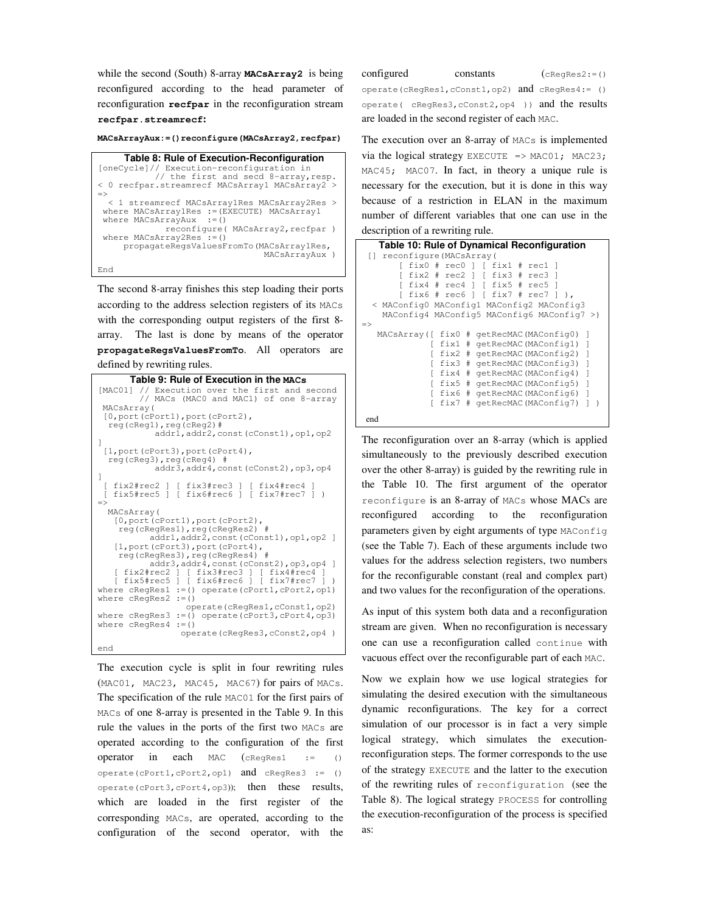while the second (South) 8-array **MACsArray2** is being reconfigured according to the head parameter of reconfiguration **recfpar** in the reconfiguration stream **recfpar.streamrecf**:

**MACsArrayAux:=()reconfigure(MACsArray2,recfpar)**

**Table 8: Rule of Execution-Reconfiguration**

```
[oneCycle]// Execution-reconfiguration in
          // the first and secd 8-array,resp.
< 0 recfpar.streamrecf MACsArray1 MACsArray2 >
=>
  < 1 streamrecf MACsArray1Res MACsArray2Res >
 where MACsArray1Res :=(EXECUTE) MACsArray1
 where MACsArrayAux  :=()
             reconfigure( MACsArray2,recfpar )
 where MACsArray2Res :=()
     propagateRegsValuesFromTo(MACsArray1Res,
                                MACsArrayAux )
End
```

The second 8-array finishes this step loading their ports according to the address selection registers of its MACs with the corresponding output registers of the first 8-array. The last is done by means of the operator **propagateRegsValuesFromTo**. All operators are defined by rewriting rules.

**Table 9: Rule of Execution in the MACs**

```
[MAC01] // Execution over the first and second
        // MACs (MAC0 and MAC1) of one 8-array
 MACsArray(
 [0,port(cPort1),port(cPort2),
  reg(cReg1),reg(cReg2)#
           addr1,addr2,const(cConst1),op1,op2
]
 [1,port(cPort3),port(cPort4),
  reg(cReg3),reg(cReg4) #
           addr3,addr4,const(cConst2),op3,op4
]
 [ fix2#rec2 ] [ fix3#rec3 ] [ fix4#rec4 ]
 [ fix5#rec5 ] [ fix6#rec6 ] [ fix7#rec7 ] )
=>
  MACsArray(
   [0,port(cPort1),port(cPort2),
    reg(cRegRes1),reg(cRegRes2) #
         addr1,addr2,const(cConst1),op1,op2 ]
   [1,port(cPort3),port(cPort4),
    reg(cRegRes3),reg(cRegRes4) #
         addr3,addr4,const(cConst2),op3,op4 ]
    [ fix2#rec2 ] [ fix3#rec3 ] [ fix4#rec4 ]
    [ fix5#rec5 ] [ fix6#rec6 ] [ fix7#rec7 ] )
where cRegRes1 :=() operate(cPort1,cPort2,op1)
where cRegRes2 :=()
                  operate(cRegRes1,cConst1,op2)
where cRegRes3 :=() operate(cPort3,cPort4,op3)
where cRegRes4 :=()
                 operate(cRegRes3,cConst2,op4 )
end
```

The execution cycle is split in four rewriting rules (MAC01, MAC23, MAC45, MAC67) for pairs of MACs. The specification of the rule MAC01 for the first pairs of MACs of one 8-array is presented in the Table 9. In this rule the values in the ports of the first two MACs are operated according to the configuration of the first operator in each MAC (cRegRes1 := () operate(cPort1,cPort2,op1) and cRegRes3 := () operate(cPort3,cPort4,op3)); then these results, which are loaded in the first register of the corresponding MACs, are operated, according to the configuration of the second operator, with the configured constants (cRegRes2:=() operate(cRegRes1,cConst1,op2) and cRegRes4:= () operate( cRegRes3,cConst2,op4 )) and the results are loaded in the second register of each MAC.

The execution over an 8-array of MACs is implemented via the logical strategy EXECUTE => MAC01; MAC23; MAC45; MAC07. In fact, in theory a unique rule is necessary for the execution, but it is done in this way because of a restriction in ELAN in the maximum number of different variables that one can use in the description of a rewriting rule.

**Table 10: Rule of Dynamical Reconfiguration**

```
 [] reconfigure(MACsArray(
       [ fix0 # rec0 ] [ fix1 # rec1 ]
       [ fix2 # rec2 ] [ fix3 # rec3 ]
       [ fix4 # rec4 ] [ fix5 # rec5 ]
       [ fix6 # rec6 ] [ fix7 # rec7 ] ),
  < MAConfig0 MAConfig1 MAConfig2 MAConfig3
    MAConfig4 MAConfig5 MAConfig6 MAConfig7 >)
=>
   MACsArray([ fix0 # getRecMAC(MAConfig0) ]
            [ fix1 # getRecMAC(MAConfig1) ]
            [ fix2 # getRecMAC(MAConfig2) ]
            [ fix3 # getRecMAC(MAConfig3) ]
            [ fix4 # getRecMAC(MAConfig4) ]
            [ fix5 # getRecMAC(MAConfig5) ]
            [ fix6 # getRecMAC(MAConfig6) ]
            [ fix7 # getRecMAC(MAConfig7) ] )
 end
```

The reconfiguration over an 8-array (which is applied simultaneously to the previously described execution over the other 8-array) is guided by the rewriting rule in the Table 10. The first argument of the operator reconfigure is an 8-array of MACs whose MACs are reconfigured according to the reconfiguration parameters given by eight arguments of type MAConfig (see the Table 7). Each of these arguments include two values for the address selection registers, two numbers for the reconfigurable constant (real and complex part) and two values for the reconfiguration of the operations.

As input of this system both data and a reconfiguration stream are given. When no reconfiguration is necessary one can use a reconfiguration called continue with vacuous effect over the reconfigurable part of each MAC.

Now we explain how we use logical strategies for simulating the desired execution with the simultaneous dynamic reconfigurations. The key for a correct simulation of our processor is in fact a very simple logical strategy, which simulates the execution-reconfiguration steps. The former corresponds to the use of the strategy EXECUTE and the latter to the execution of the rewriting rules of reconfiguration (see the Table 8). The logical strategy PROCESS for controlling the execution-reconfiguration of the process is specified as: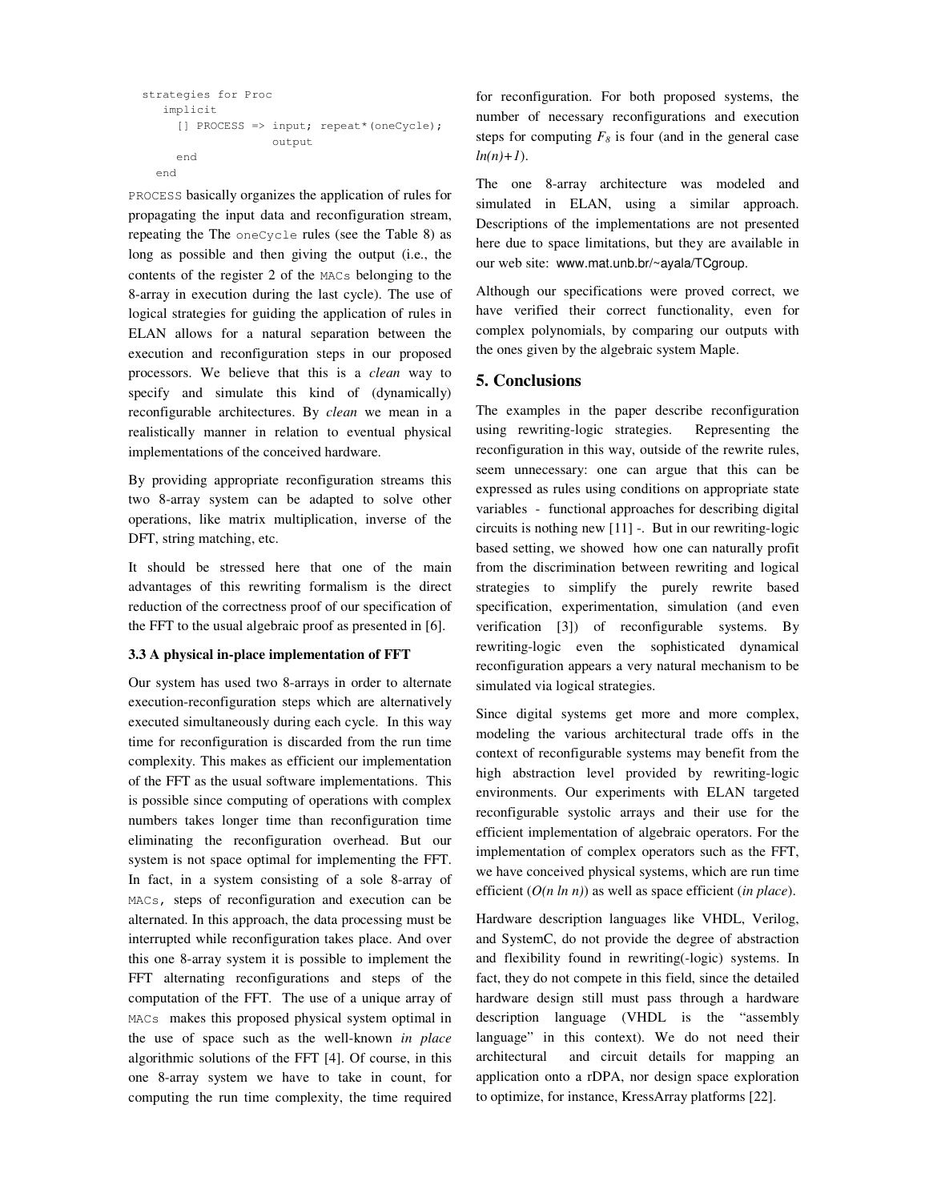```
strategies for Proc
   implicit
     [] PROCESS => input; repeat*(oneCycle);
                   output
     end
   end
```

PROCESS basically organizes the application of rules for propagating the input data and reconfiguration stream, repeating the The oneCycle rules (see the Table 8) as long as possible and then giving the output (i.e., the contents of the register 2 of the MACs belonging to the 8-array in execution during the last cycle). The use of logical strategies for guiding the application of rules in ELAN allows for a natural separation between the execution and reconfiguration steps in our proposed processors. We believe that this is a *clean* way to specify and simulate this kind of (dynamically) reconfigurable architectures. By *clean* we mean in a realistically manner in relation to eventual physical implementations of the conceived hardware.

By providing appropriate reconfiguration streams this two 8-array system can be adapted to solve other operations, like matrix multiplication, inverse of the DFT, string matching, etc.

It should be stressed here that one of the main advantages of this rewriting formalism is the direct reduction of the correctness proof of our specification of the FFT to the usual algebraic proof as presented in [6].

### 3.3 A physical in-place implementation of FFT

Our system has used two 8-arrays in order to alternate execution-reconfiguration steps which are alternatively executed simultaneously during each cycle. In this way time for reconfiguration is discarded from the run time complexity. This makes as efficient our implementation of the FFT as the usual software implementations. This is possible since computing of operations with complex numbers takes longer time than reconfiguration time eliminating the reconfiguration overhead. But our system is not space optimal for implementing the FFT. In fact, in a system consisting of a sole 8-array of MACs, steps of reconfiguration and execution can be alternated. In this approach, the data processing must be interrupted while reconfiguration takes place. And over this one 8-array system it is possible to implement the FFT alternating reconfigurations and steps of the computation of the FFT. The use of a unique array of MACs makes this proposed physical system optimal in the use of space such as the well-known *in place* algorithmic solutions of the FFT [4]. Of course, in this one 8-array system we have to take in count, for computing the run time complexity, the time required for reconfiguration. For both proposed systems, the number of necessary reconfigurations and execution steps for computing $F_8$ is four (and in the general case $ln(n)+1$).

The one 8-array architecture was modeled and simulated in ELAN, using a similar approach. Descriptions of the implementations are not presented here due to space limitations, but they are available in our web site: www.mat.unb.br/~ayala/TCgroup.

Although our specifications were proved correct, we have verified their correct functionality, even for complex polynomials, by comparing our outputs with the ones given by the algebraic system Maple.

## 5. Conclusions

The examples in the paper describe reconfiguration using rewriting-logic strategies. Representing the reconfiguration in this way, outside of the rewrite rules, seem unnecessary: one can argue that this can be expressed as rules using conditions on appropriate state variables - functional approaches for describing digital circuits is nothing new [11] -. But in our rewriting-logic based setting, we showed how one can naturally profit from the discrimination between rewriting and logical strategies to simplify the purely rewrite based specification, experimentation, simulation (and even verification [3]) of reconfigurable systems. By rewriting-logic even the sophisticated dynamical reconfiguration appears a very natural mechanism to be simulated via logical strategies.

Since digital systems get more and more complex, modeling the various architectural trade offs in the context of reconfigurable systems may benefit from the high abstraction level provided by rewriting-logic environments. Our experiments with ELAN targeted reconfigurable systolic arrays and their use for the efficient implementation of algebraic operators. For the implementation of complex operators such as the FFT, we have conceived physical systems, which are run time efficient ($O(n \ln n)$) as well as space efficient (*in place*).

Hardware description languages like VHDL, Verilog, and SystemC, do not provide the degree of abstraction and flexibility found in rewriting(-logic) systems. In fact, they do not compete in this field, since the detailed hardware design still must pass through a hardware description language (VHDL is the "assembly language" in this context). We do not need their architectural and circuit details for mapping an application onto a rDPA, nor design space exploration to optimize, for instance, KressArray platforms [22].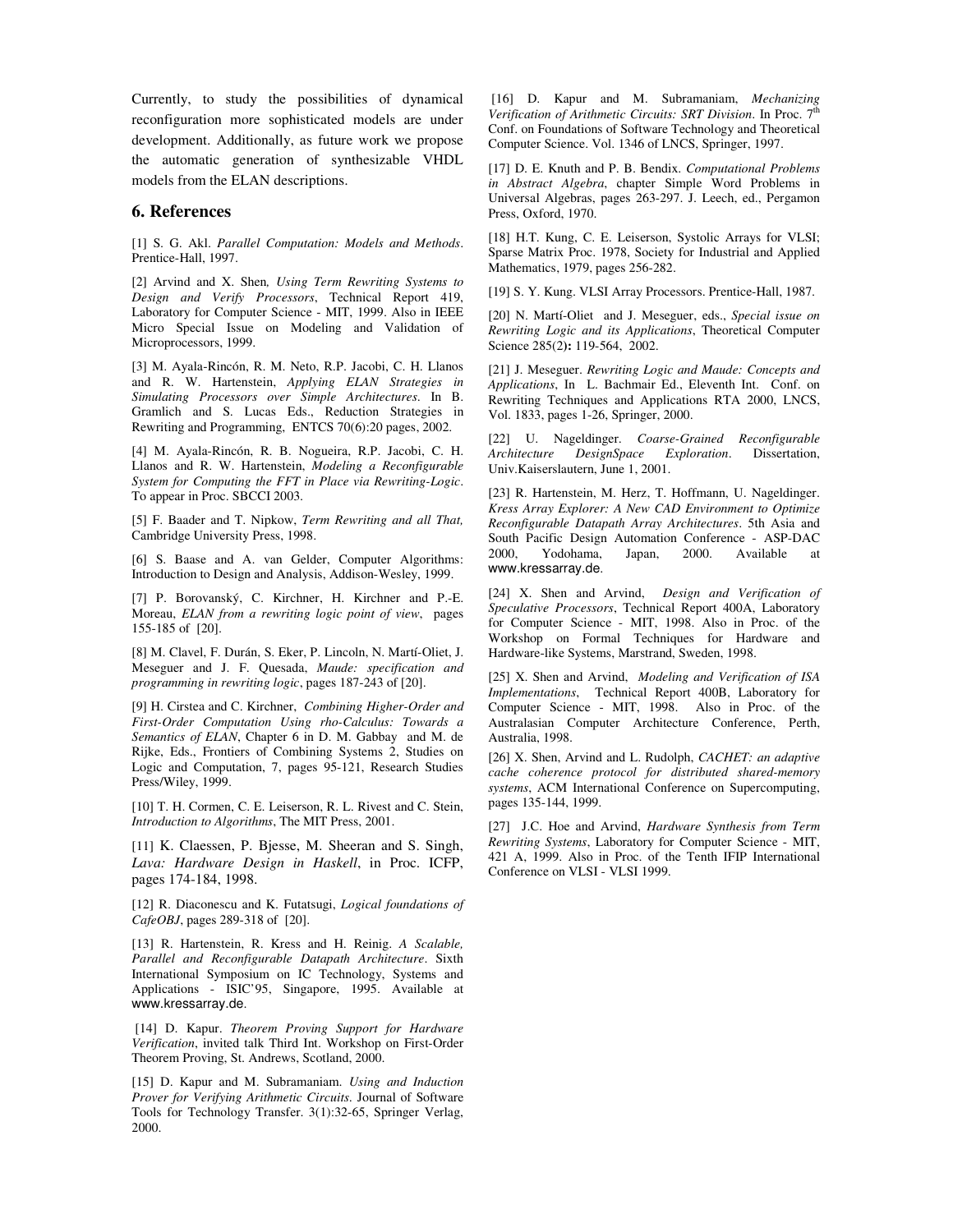Currently, to study the possibilities of dynamical reconfiguration more sophisticated models are under development. Additionally, as future work we propose the automatic generation of synthesizable VHDL models from the ELAN descriptions.

## 6. References

[1] S. G. Akl. *Parallel Computation: Models and Methods*. Prentice-Hall, 1997.

[2] Arvind and X. Shen*, Using Term Rewriting Systems to Design and Verify Processors*, Technical Report 419, Laboratory for Computer Science - MIT, 1999. Also in IEEE Micro Special Issue on Modeling and Validation of Microprocessors, 1999.

[3] M. Ayala-Rincón, R. M. Neto, R.P. Jacobi, C. H. Llanos and R. W. Hartenstein, *Applying ELAN Strategies in Simulating Processors over Simple Architectures*. In B. Gramlich and S. Lucas Eds., Reduction Strategies in Rewriting and Programming, ENTCS 70(6):20 pages, 2002.

[4] M. Ayala-Rincón, R. B. Nogueira, R.P. Jacobi, C. H. Llanos and R. W. Hartenstein, *Modeling a Reconfigurable System for Computing the FFT in Place via Rewriting-Logic*. To appear in Proc. SBCCI 2003.

[5] F. Baader and T. Nipkow, *Term Rewriting and all That,* Cambridge University Press, 1998.

[6] S. Baase and A. van Gelder, Computer Algorithms: Introduction to Design and Analysis, Addison-Wesley, 1999.

[7] P. Borovanský, C. Kirchner, H. Kirchner and P.-E. Moreau, *ELAN from a rewriting logic point of view*, pages 155-185 of [20].

[8] M. Clavel, F. Durán, S. Eker, P. Lincoln, N. Martí-Oliet, J. Meseguer and J. F. Quesada, *Maude: specification and programming in rewriting logic*, pages 187-243 of [20].

[9] H. Cirstea and C. Kirchner, *Combining Higher-Order and First-Order Computation Using rho-Calculus: Towards a Semantics of ELAN*, Chapter 6 in D. M. Gabbay and M. de Rijke, Eds., Frontiers of Combining Systems 2, Studies on Logic and Computation, 7, pages 95-121, Research Studies Press/Wiley, 1999.

[10] T. H. Cormen, C. E. Leiserson, R. L. Rivest and C. Stein, *Introduction to Algorithms*, The MIT Press, 2001.

[11] K. Claessen, P. Bjesse, M. Sheeran and S. Singh, *Lava: Hardware Design in Haskell*, in Proc. ICFP, pages 174-184, 1998.

[12] R. Diaconescu and K. Futatsugi, *Logical foundations of CafeOBJ*, pages 289-318 of [20].

[13] R. Hartenstein, R. Kress and H. Reinig. *A Scalable, Parallel and Reconfigurable Datapath Architecture*. Sixth International Symposium on IC Technology, Systems and Applications - ISIC'95, Singapore, 1995. Available at www.kressarray.de.

[14] D. Kapur. *Theorem Proving Support for Hardware Verification*, invited talk Third Int. Workshop on First-Order Theorem Proving, St. Andrews, Scotland, 2000.

[15] D. Kapur and M. Subramaniam. *Using and Induction Prover for Verifying Arithmetic Circuits*. Journal of Software Tools for Technology Transfer. 3(1):32-65, Springer Verlag, 2000.

[16] D. Kapur and M. Subramaniam, *Mechanizing Verification of Arithmetic Circuits: SRT Division*. In Proc. 7th Conf. on Foundations of Software Technology and Theoretical Computer Science. Vol. 1346 of LNCS, Springer, 1997.

[17] D. E. Knuth and P. B. Bendix. *Computational Problems in Abstract Algebra*, chapter Simple Word Problems in Universal Algebras, pages 263-297. J. Leech, ed., Pergamon Press, Oxford, 1970.

[18] H.T. Kung, C. E. Leiserson, Systolic Arrays for VLSI; Sparse Matrix Proc. 1978, Society for Industrial and Applied Mathematics, 1979, pages 256-282.

[19] S. Y. Kung. VLSI Array Processors. Prentice-Hall, 1987.

[20] N. Martí-Oliet and J. Meseguer, eds., *Special issue on Rewriting Logic and its Applications*, Theoretical Computer Science 285(2)**:** 119-564, 2002.

[21] J. Meseguer. *Rewriting Logic and Maude: Concepts and Applications*, In L. Bachmair Ed., Eleventh Int. Conf. on Rewriting Techniques and Applications RTA 2000, LNCS, Vol. 1833, pages 1-26, Springer, 2000.

[22] U. Nageldinger. *Coarse-Grained Reconfigurable Architecture DesignSpace Exploration*. Dissertation, Univ.Kaiserslautern, June 1, 2001.

[23] R. Hartenstein, M. Herz, T. Hoffmann, U. Nageldinger. *Kress Array Explorer: A New CAD Environment to Optimize Reconfigurable Datapath Array Architectures*. 5th Asia and South Pacific Design Automation Conference - ASP-DAC 2000, Yodohama, Japan, 2000. Available at www.kressarray.de.

[24] X. Shen and Arvind, *Design and Verification of Speculative Processors*, Technical Report 400A, Laboratory for Computer Science - MIT, 1998. Also in Proc. of the Workshop on Formal Techniques for Hardware and Hardware-like Systems, Marstrand, Sweden, 1998.

[25] X. Shen and Arvind, *Modeling and Verification of ISA Implementations*, Technical Report 400B, Laboratory for Computer Science - MIT, 1998. Also in Proc. of the Australasian Computer Architecture Conference, Perth, Australia, 1998.

[26] X. Shen, Arvind and L. Rudolph, *CACHET: an adaptive cache coherence protocol for distributed shared-memory systems*, ACM International Conference on Supercomputing, pages 135-144, 1999.

[27] J.C. Hoe and Arvind, *Hardware Synthesis from Term Rewriting Systems*, Laboratory for Computer Science - MIT, 421 A, 1999. Also in Proc. of the Tenth IFIP International Conference on VLSI - VLSI 1999.